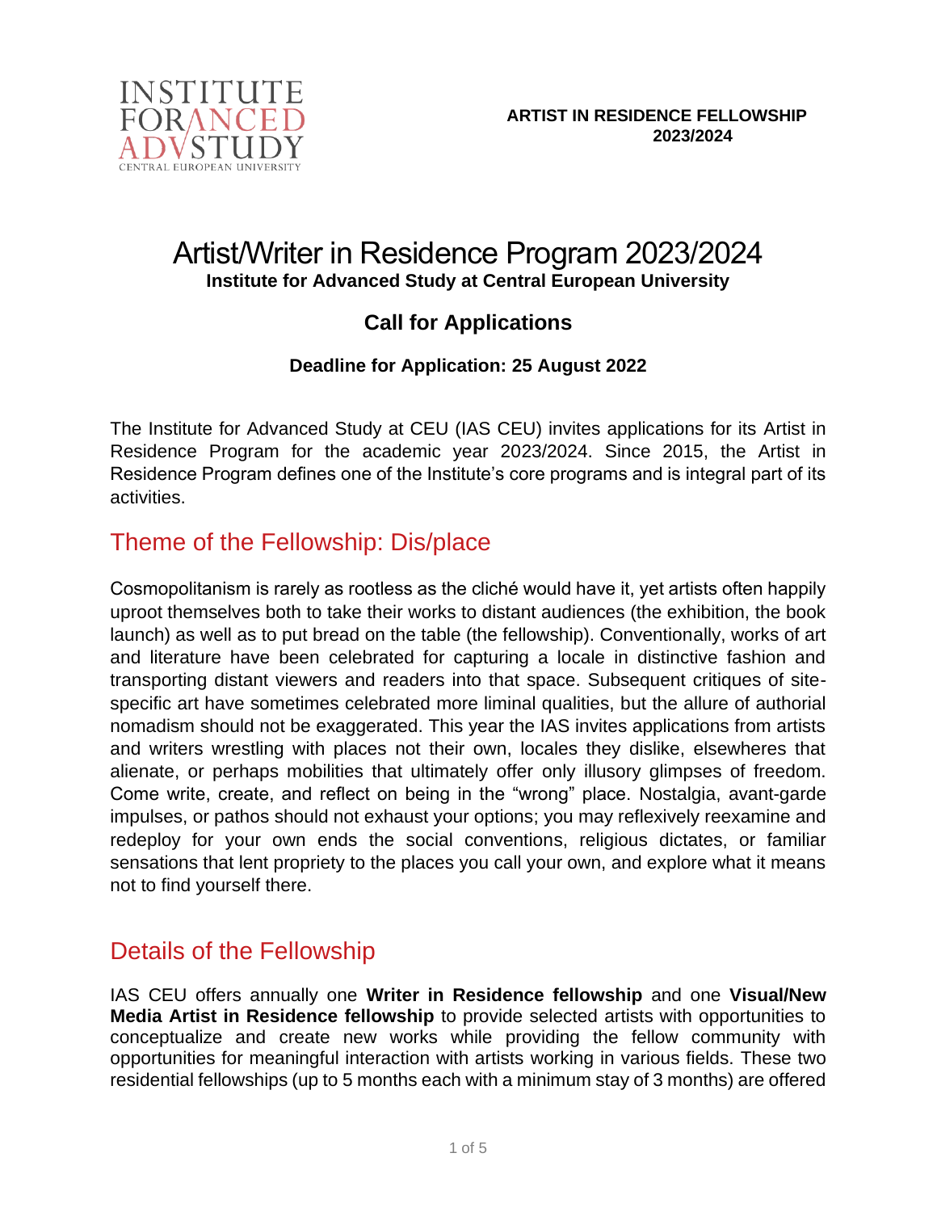INSTITUTE FOR ADVANCED STUDY
CENTRAL EUROPEAN UNIVERSITY

**ARTIST IN RESIDENCE FELLOWSHIP 2023/2024**

# Artist/Writer in Residence Program 2023/2024

**Institute for Advanced Study at Central European University**

## Call for Applications

**Deadline for Application: 25 August 2022**

The Institute for Advanced Study at CEU (IAS CEU) invites applications for its Artist in Residence Program for the academic year 2023/2024. Since 2015, the Artist in Residence Program defines one of the Institute's core programs and is integral part of its activities.

## Theme of the Fellowship: Dis/place

Cosmopolitanism is rarely as rootless as the cliché would have it, yet artists often happily uproot themselves both to take their works to distant audiences (the exhibition, the book launch) as well as to put bread on the table (the fellowship). Conventionally, works of art and literature have been celebrated for capturing a locale in distinctive fashion and transporting distant viewers and readers into that space. Subsequent critiques of site-specific art have sometimes celebrated more liminal qualities, but the allure of authorial nomadism should not be exaggerated. This year the IAS invites applications from artists and writers wrestling with places not their own, locales they dislike, elsewheres that alienate, or perhaps mobilities that ultimately offer only illusory glimpses of freedom. Come write, create, and reflect on being in the "wrong" place. Nostalgia, avant-garde impulses, or pathos should not exhaust your options; you may reflexively reexamine and redeploy for your own ends the social conventions, religious dictates, or familiar sensations that lent propriety to the places you call your own, and explore what it means not to find yourself there.

## Details of the Fellowship

IAS CEU offers annually one **Writer in Residence fellowship** and one **Visual/New Media Artist in Residence fellowship** to provide selected artists with opportunities to conceptualize and create new works while providing the fellow community with opportunities for meaningful interaction with artists working in various fields. These two residential fellowships (up to 5 months each with a minimum stay of 3 months) are offered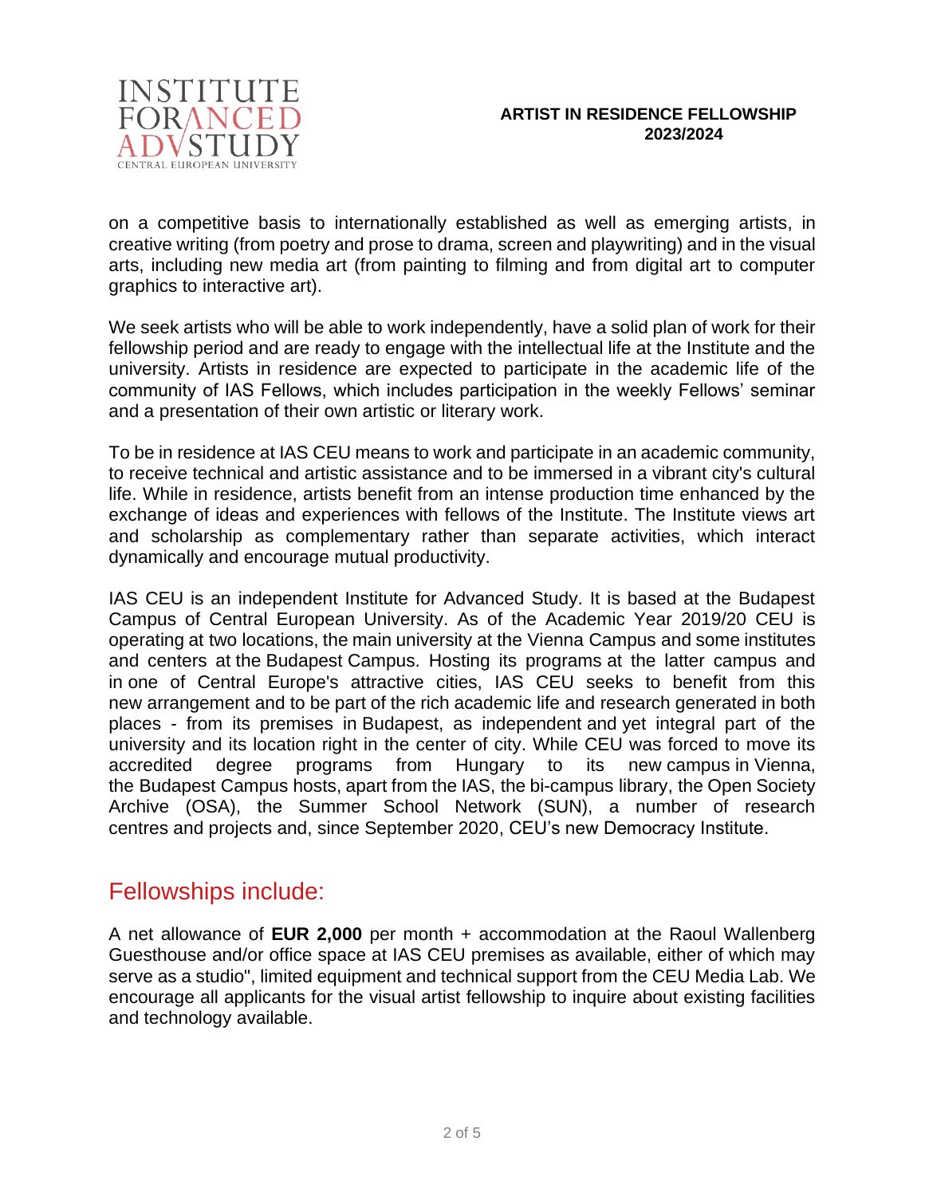on a competitive basis to internationally established as well as emerging artists, in creative writing (from poetry and prose to drama, screen and playwriting) and in the visual arts, including new media art (from painting to filming and from digital art to computer graphics to interactive art).

We seek artists who will be able to work independently, have a solid plan of work for their fellowship period and are ready to engage with the intellectual life at the Institute and the university. Artists in residence are expected to participate in the academic life of the community of IAS Fellows, which includes participation in the weekly Fellows' seminar and a presentation of their own artistic or literary work.

To be in residence at IAS CEU means to work and participate in an academic community, to receive technical and artistic assistance and to be immersed in a vibrant city's cultural life. While in residence, artists benefit from an intense production time enhanced by the exchange of ideas and experiences with fellows of the Institute. The Institute views art and scholarship as complementary rather than separate activities, which interact dynamically and encourage mutual productivity.

IAS CEU is an independent Institute for Advanced Study. It is based at the Budapest Campus of Central European University. As of the Academic Year 2019/20 CEU is operating at two locations, the main university at the Vienna Campus and some institutes and centers at the Budapest Campus. Hosting its programs at the latter campus and in one of Central Europe's attractive cities, IAS CEU seeks to benefit from this new arrangement and to be part of the rich academic life and research generated in both places - from its premises in Budapest, as independent and yet integral part of the university and its location right in the center of city. While CEU was forced to move its accredited degree programs from Hungary to its new campus in Vienna, the Budapest Campus hosts, apart from the IAS, the bi-campus library, the Open Society Archive (OSA), the Summer School Network (SUN), a number of research centres and projects and, since September 2020, CEU's new Democracy Institute.

## Fellowships include:

A net allowance of **EUR 2,000** per month + accommodation at the Raoul Wallenberg Guesthouse and/or office space at IAS CEU premises as available, either of which may serve as a studio", limited equipment and technical support from the CEU Media Lab. We encourage all applicants for the visual artist fellowship to inquire about existing facilities and technology available.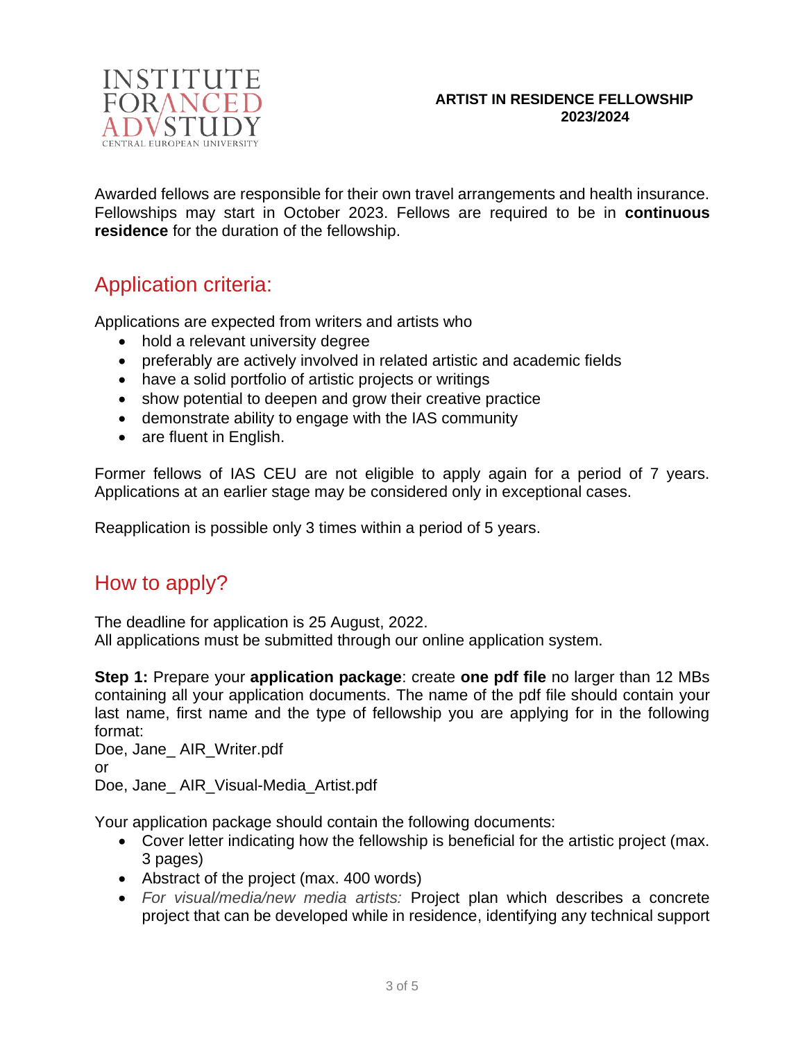Awarded fellows are responsible for their own travel arrangements and health insurance. Fellowships may start in October 2023. Fellows are required to be in **continuous residence** for the duration of the fellowship.

## Application criteria:

Applications are expected from writers and artists who

- hold a relevant university degree
- preferably are actively involved in related artistic and academic fields
- have a solid portfolio of artistic projects or writings
- show potential to deepen and grow their creative practice
- demonstrate ability to engage with the IAS community
- are fluent in English.

Former fellows of IAS CEU are not eligible to apply again for a period of 7 years. Applications at an earlier stage may be considered only in exceptional cases.

Reapplication is possible only 3 times within a period of 5 years.

## How to apply?

The deadline for application is 25 August, 2022.
All applications must be submitted through our online application system.

**Step 1:** Prepare your **application package**: create **one pdf file** no larger than 12 MBs containing all your application documents. The name of the pdf file should contain your last name, first name and the type of fellowship you are applying for in the following format:
Doe, Jane_ AIR_Writer.pdf
or
Doe, Jane_ AIR_Visual-Media_Artist.pdf

Your application package should contain the following documents:

- Cover letter indicating how the fellowship is beneficial for the artistic project (max. 3 pages)
- Abstract of the project (max. 400 words)
- *For visual/media/new media artists:* Project plan which describes a concrete project that can be developed while in residence, identifying any technical support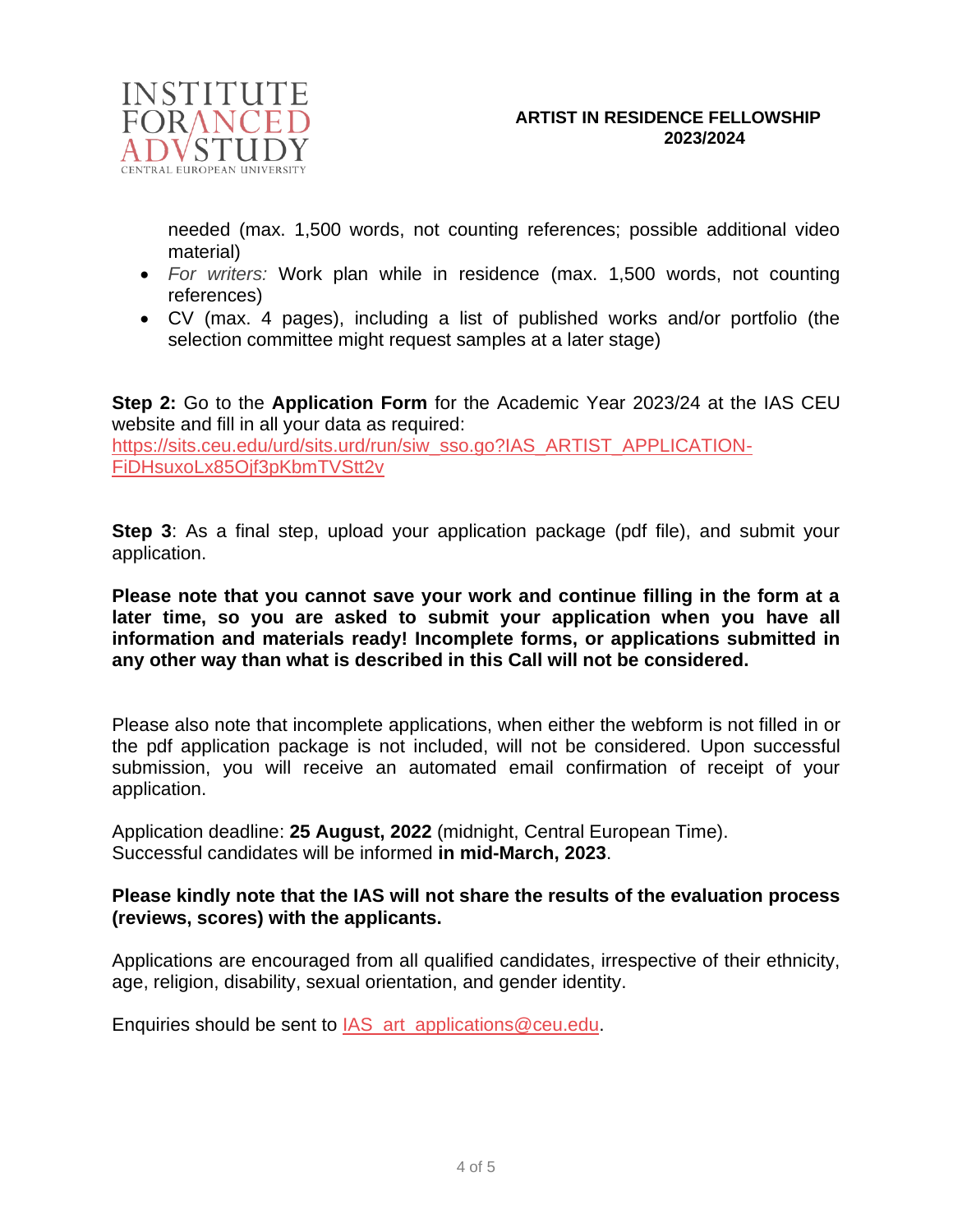needed (max. 1,500 words, not counting references; possible additional video material)

- *For writers:* Work plan while in residence (max. 1,500 words, not counting references)
- CV (max. 4 pages), including a list of published works and/or portfolio (the selection committee might request samples at a later stage)

**Step 2:** Go to the **Application Form** for the Academic Year 2023/24 at the IAS CEU website and fill in all your data as required:
[https://sits.ceu.edu/urd/sits.urd/run/siw_sso.go?IAS_ARTIST_APPLICATION-FiDHsuxoLx85Ojf3pKbmTVStt2v](https://sits.ceu.edu/urd/sits.urd/run/siw_sso.go?IAS_ARTIST_APPLICATION-FiDHsuxoLx85Ojf3pKbmTVStt2v)

**Step 3**: As a final step, upload your application package (pdf file), and submit your application.

**Please note that you cannot save your work and continue filling in the form at a later time, so you are asked to submit your application when you have all information and materials ready! Incomplete forms, or applications submitted in any other way than what is described in this Call will not be considered.**

Please also note that incomplete applications, when either the webform is not filled in or the pdf application package is not included, will not be considered. Upon successful submission, you will receive an automated email confirmation of receipt of your application.

Application deadline: **25 August, 2022** (midnight, Central European Time).
Successful candidates will be informed **in mid-March, 2023**.

**Please kindly note that the IAS will not share the results of the evaluation process (reviews, scores) with the applicants.**

Applications are encouraged from all qualified candidates, irrespective of their ethnicity, age, religion, disability, sexual orientation, and gender identity.

Enquiries should be sent to [IAS_art_applications@ceu.edu](mailto:IAS_art_applications@ceu.edu).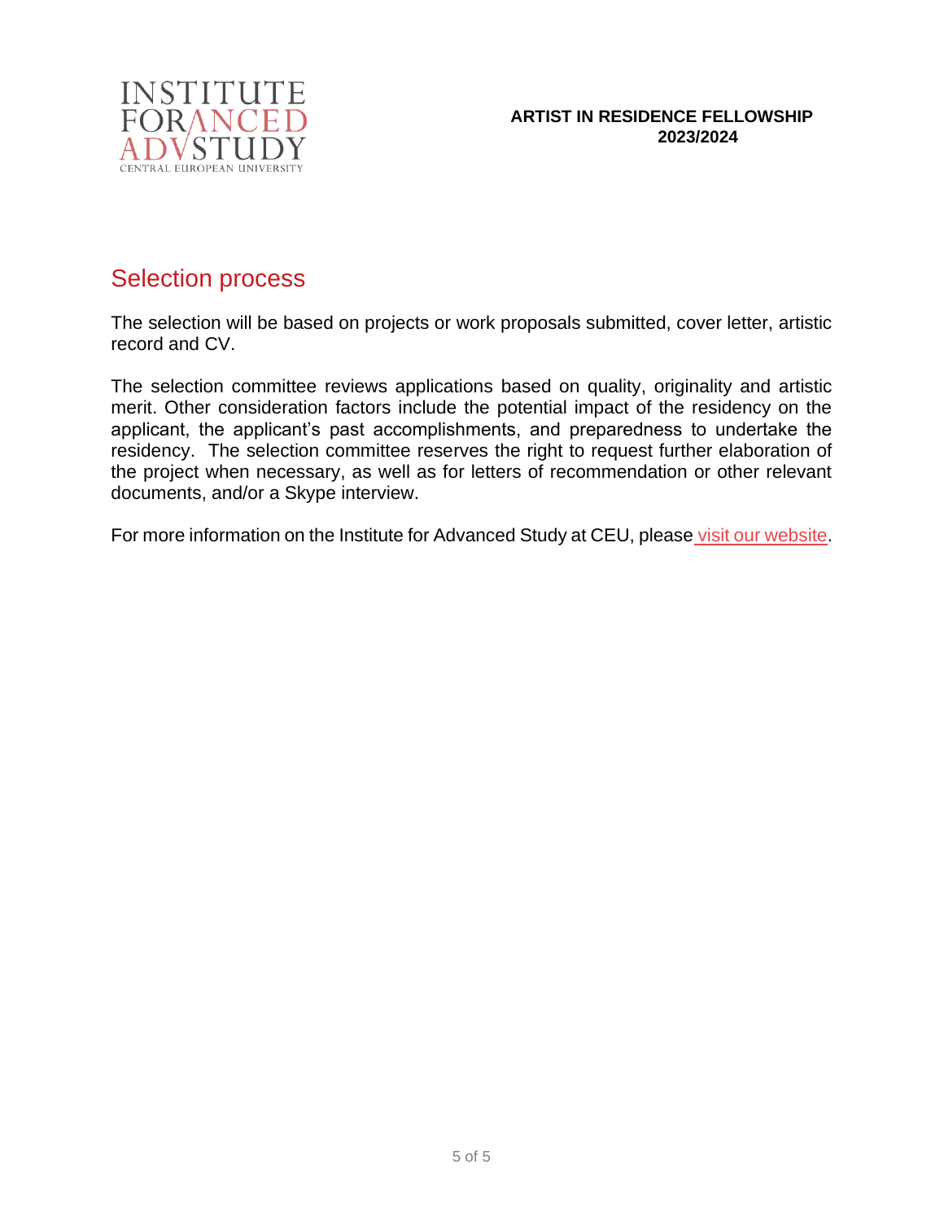## Selection process

The selection will be based on projects or work proposals submitted, cover letter, artistic record and CV.

The selection committee reviews applications based on quality, originality and artistic merit. Other consideration factors include the potential impact of the residency on the applicant, the applicant's past accomplishments, and preparedness to undertake the residency. The selection committee reserves the right to request further elaboration of the project when necessary, as well as for letters of recommendation or other relevant documents, and/or a Skype interview.

For more information on the Institute for Advanced Study at CEU, please visit our website.